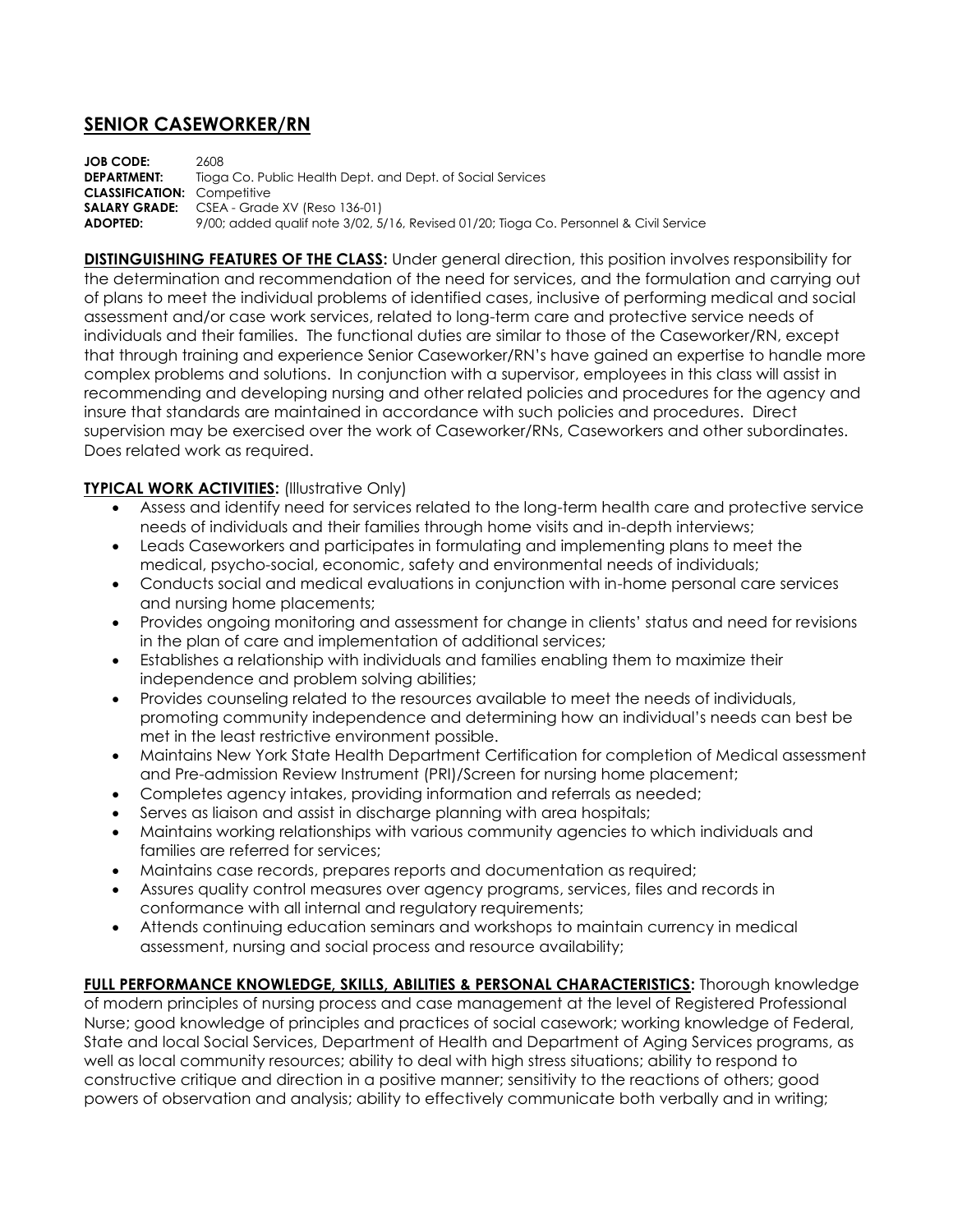# SENIOR CASEWORKER/RN

**JOB CODE:** 2608
**DEPARTMENT:** Tioga Co. Public Health Dept. and Dept. of Social Services
**CLASSIFICATION:** Competitive
**SALARY GRADE:** CSEA - Grade XV (Reso 136-01)
**ADOPTED:** 9/00; added qualif note 3/02, 5/16, Revised 01/20; Tioga Co. Personnel & Civil Service

**DISTINGUISHING FEATURES OF THE CLASS:** Under general direction, this position involves responsibility for the determination and recommendation of the need for services, and the formulation and carrying out of plans to meet the individual problems of identified cases, inclusive of performing medical and social assessment and/or case work services, related to long-term care and protective service needs of individuals and their families. The functional duties are similar to those of the Caseworker/RN, except that through training and experience Senior Caseworker/RN's have gained an expertise to handle more complex problems and solutions. In conjunction with a supervisor, employees in this class will assist in recommending and developing nursing and other related policies and procedures for the agency and insure that standards are maintained in accordance with such policies and procedures. Direct supervision may be exercised over the work of Caseworker/RNs, Caseworkers and other subordinates. Does related work as required.

**TYPICAL WORK ACTIVITIES:** (Illustrative Only)

- Assess and identify need for services related to the long-term health care and protective service needs of individuals and their families through home visits and in-depth interviews;
- Leads Caseworkers and participates in formulating and implementing plans to meet the medical, psycho-social, economic, safety and environmental needs of individuals;
- Conducts social and medical evaluations in conjunction with in-home personal care services and nursing home placements;
- Provides ongoing monitoring and assessment for change in clients' status and need for revisions in the plan of care and implementation of additional services;
- Establishes a relationship with individuals and families enabling them to maximize their independence and problem solving abilities;
- Provides counseling related to the resources available to meet the needs of individuals, promoting community independence and determining how an individual's needs can best be met in the least restrictive environment possible.
- Maintains New York State Health Department Certification for completion of Medical assessment and Pre-admission Review Instrument (PRI)/Screen for nursing home placement;
- Completes agency intakes, providing information and referrals as needed;
- Serves as liaison and assist in discharge planning with area hospitals;
- Maintains working relationships with various community agencies to which individuals and families are referred for services;
- Maintains case records, prepares reports and documentation as required;
- Assures quality control measures over agency programs, services, files and records in conformance with all internal and regulatory requirements;
- Attends continuing education seminars and workshops to maintain currency in medical assessment, nursing and social process and resource availability;

**FULL PERFORMANCE KNOWLEDGE, SKILLS, ABILITIES & PERSONAL CHARACTERISTICS:** Thorough knowledge of modern principles of nursing process and case management at the level of Registered Professional Nurse; good knowledge of principles and practices of social casework; working knowledge of Federal, State and local Social Services, Department of Health and Department of Aging Services programs, as well as local community resources; ability to deal with high stress situations; ability to respond to constructive critique and direction in a positive manner; sensitivity to the reactions of others; good powers of observation and analysis; ability to effectively communicate both verbally and in writing;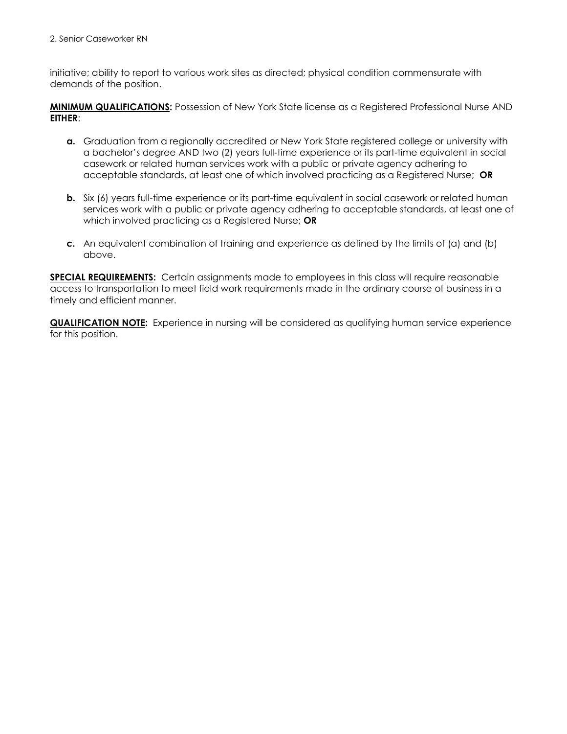initiative; ability to report to various work sites as directed; physical condition commensurate with demands of the position.

**MINIMUM QUALIFICATIONS:** Possession of New York State license as a Registered Professional Nurse AND **EITHER**:

- **a.** Graduation from a regionally accredited or New York State registered college or university with a bachelor's degree AND two (2) years full-time experience or its part-time equivalent in social casework or related human services work with a public or private agency adhering to acceptable standards, at least one of which involved practicing as a Registered Nurse; **OR**

- **b.** Six (6) years full-time experience or its part-time equivalent in social casework or related human services work with a public or private agency adhering to acceptable standards, at least one of which involved practicing as a Registered Nurse; **OR**

- **c.** An equivalent combination of training and experience as defined by the limits of (a) and (b) above.

**SPECIAL REQUIREMENTS:** Certain assignments made to employees in this class will require reasonable access to transportation to meet field work requirements made in the ordinary course of business in a timely and efficient manner.

**QUALIFICATION NOTE:** Experience in nursing will be considered as qualifying human service experience for this position.